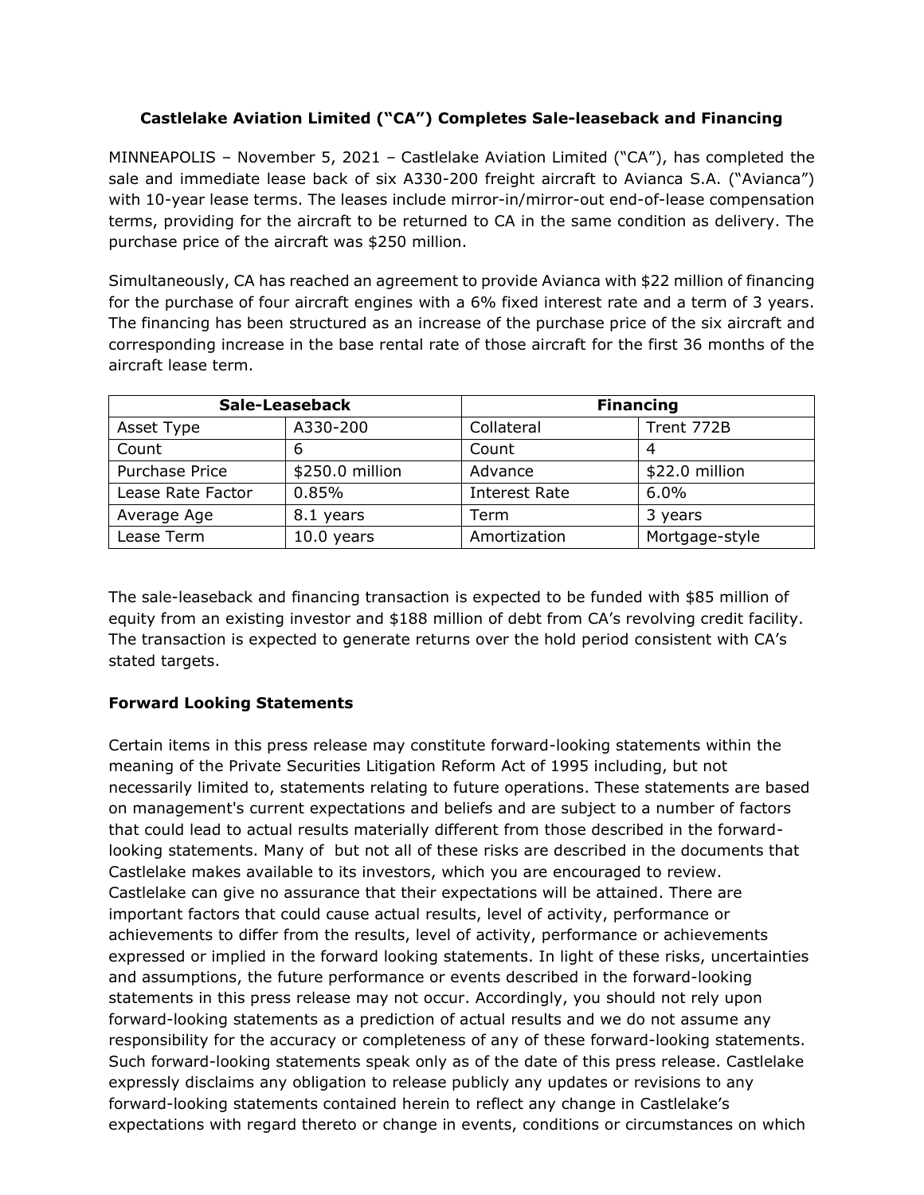**Castlelake Aviation Limited ("CA") Completes Sale-leaseback and Financing**

MINNEAPOLIS – November 5, 2021 – Castlelake Aviation Limited ("CA"), has completed the sale and immediate lease back of six A330-200 freight aircraft to Avianca S.A. ("Avianca") with 10-year lease terms. The leases include mirror-in/mirror-out end-of-lease compensation terms, providing for the aircraft to be returned to CA in the same condition as delivery. The purchase price of the aircraft was $250 million.

Simultaneously, CA has reached an agreement to provide Avianca with $22 million of financing for the purchase of four aircraft engines with a 6% fixed interest rate and a term of 3 years. The financing has been structured as an increase of the purchase price of the six aircraft and corresponding increase in the base rental rate of those aircraft for the first 36 months of the aircraft lease term.

| Sale-Leaseback | | Financing | |
|---|---|---|---|
| Asset Type | A330-200 | Collateral | Trent 772B |
| Count | 6 | Count | 4 |
| Purchase Price | $250.0 million | Advance | $22.0 million |
| Lease Rate Factor | 0.85% | Interest Rate | 6.0% |
| Average Age | 8.1 years | Term | 3 years |
| Lease Term | 10.0 years | Amortization | Mortgage-style |

The sale-leaseback and financing transaction is expected to be funded with $85 million of equity from an existing investor and $188 million of debt from CA's revolving credit facility. The transaction is expected to generate returns over the hold period consistent with CA's stated targets.

**Forward Looking Statements**

Certain items in this press release may constitute forward-looking statements within the meaning of the Private Securities Litigation Reform Act of 1995 including, but not necessarily limited to, statements relating to future operations. These statements are based on management's current expectations and beliefs and are subject to a number of factors that could lead to actual results materially different from those described in the forward-looking statements. Many of but not all of these risks are described in the documents that Castlelake makes available to its investors, which you are encouraged to review. Castlelake can give no assurance that their expectations will be attained. There are important factors that could cause actual results, level of activity, performance or achievements to differ from the results, level of activity, performance or achievements expressed or implied in the forward looking statements. In light of these risks, uncertainties and assumptions, the future performance or events described in the forward-looking statements in this press release may not occur. Accordingly, you should not rely upon forward-looking statements as a prediction of actual results and we do not assume any responsibility for the accuracy or completeness of any of these forward-looking statements. Such forward-looking statements speak only as of the date of this press release. Castlelake expressly disclaims any obligation to release publicly any updates or revisions to any forward-looking statements contained herein to reflect any change in Castlelake's expectations with regard thereto or change in events, conditions or circumstances on which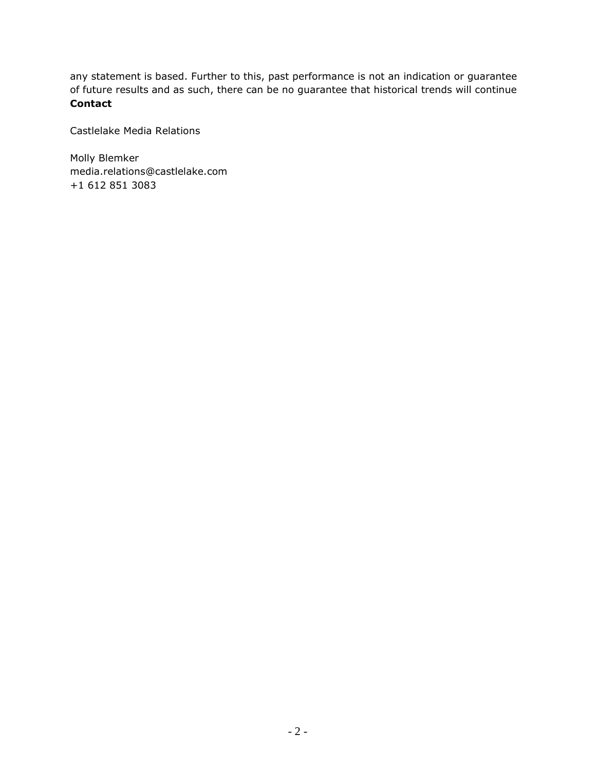any statement is based. Further to this, past performance is not an indication or guarantee of future results and as such, there can be no guarantee that historical trends will continue

**Contact**

Castlelake Media Relations

Molly Blemker
media.relations@castlelake.com
+1 612 851 3083